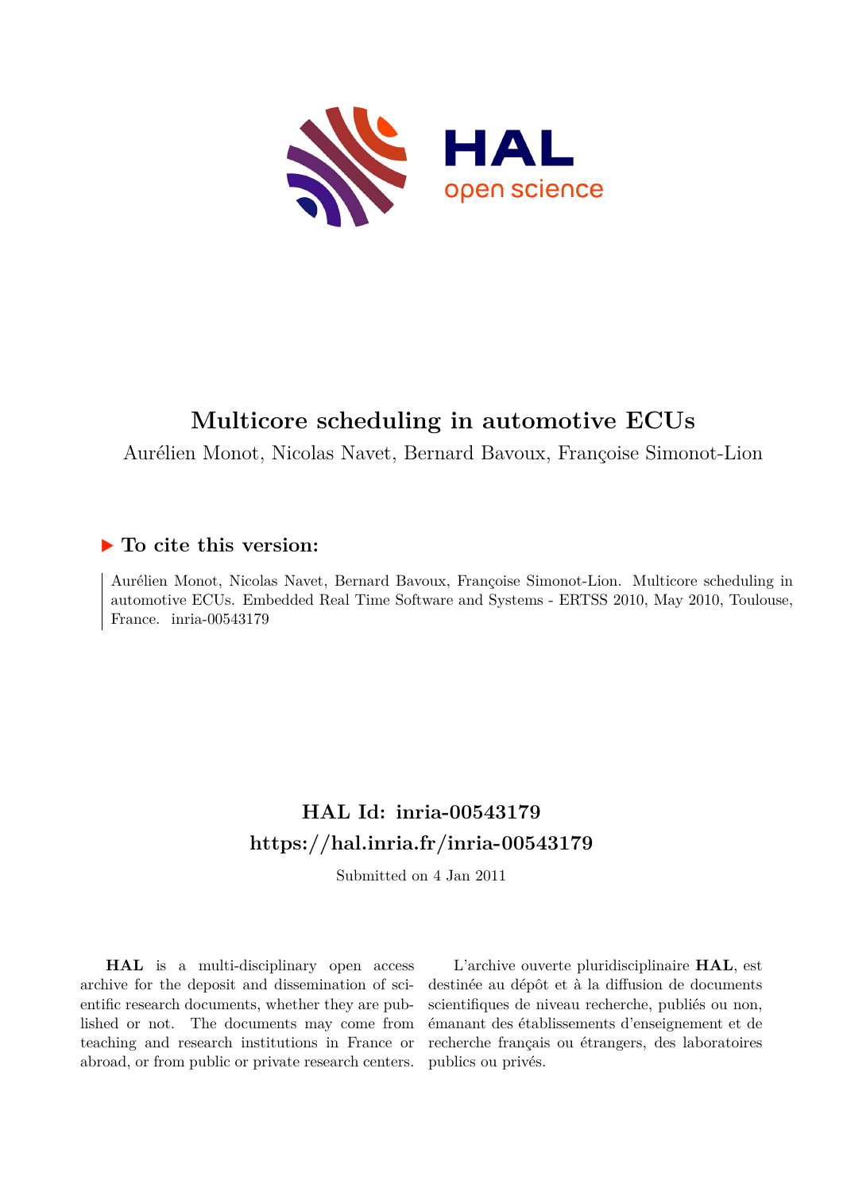# Multicore scheduling in automotive ECUs

Aurélien Monot, Nicolas Navet, Bernard Bavoux, Françoise Simonot-Lion

## ▶ To cite this version:

Aurélien Monot, Nicolas Navet, Bernard Bavoux, Françoise Simonot-Lion. Multicore scheduling in automotive ECUs. Embedded Real Time Software and Systems - ERTSS 2010, May 2010, Toulouse, France. inria-00543179

## HAL Id: inria-00543179
## https://hal.inria.fr/inria-00543179

Submitted on 4 Jan 2011

**HAL** is a multi-disciplinary open access archive for the deposit and dissemination of scientific research documents, whether they are published or not. The documents may come from teaching and research institutions in France or abroad, or from public or private research centers.

L'archive ouverte pluridisciplinaire **HAL**, est destinée au dépôt et à la diffusion de documents scientifiques de niveau recherche, publiés ou non, émanant des établissements d'enseignement et de recherche français ou étrangers, des laboratoires publics ou privés.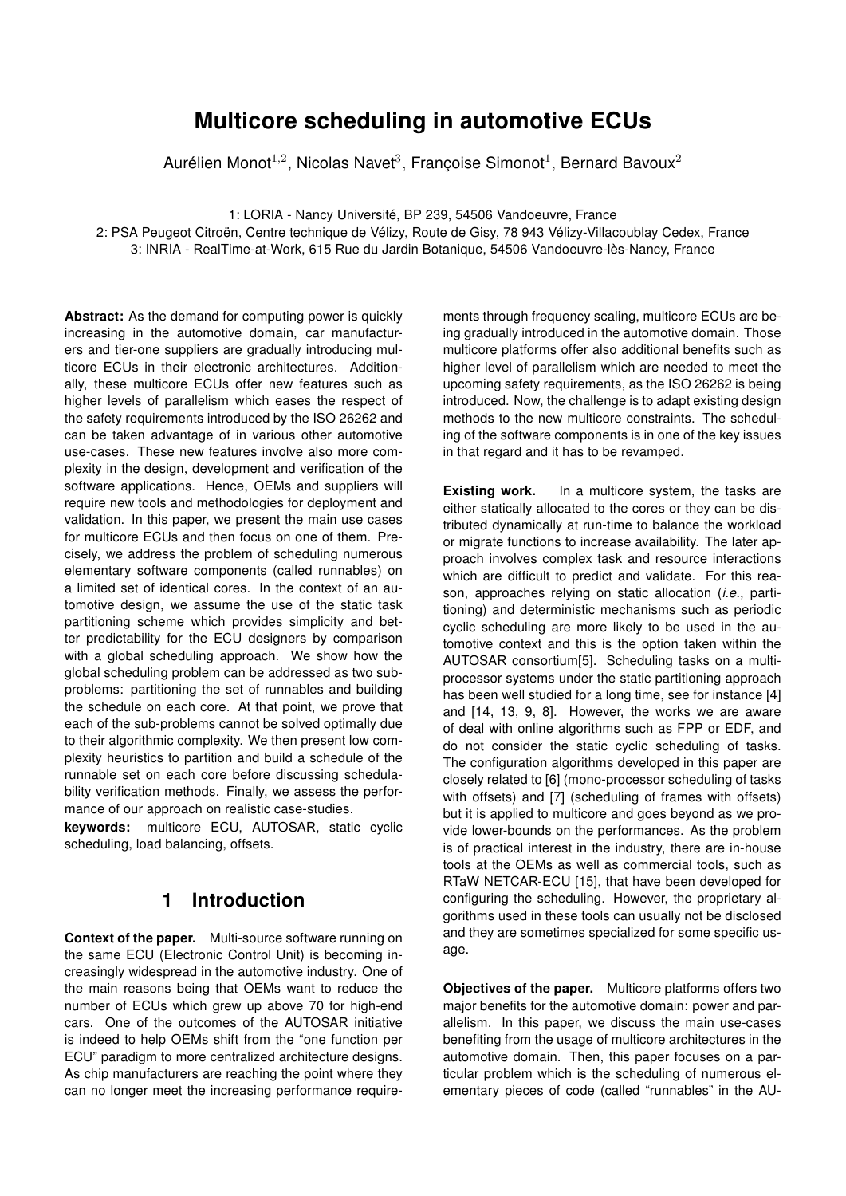# Multicore scheduling in automotive ECUs

Aurélien Monot[1,2], Nicolas Navet[3], Françoise Simonot[1], Bernard Bavoux[2]

1: LORIA - Nancy Université, BP 239, 54506 Vandoeuvre, France

2: PSA Peugeot Citroën, Centre technique de Vélizy, Route de Gisy, 78 943 Vélizy-Villacoublay Cedex, France

3: INRIA - RealTime-at-Work, 615 Rue du Jardin Botanique, 54506 Vandoeuvre-lès-Nancy, France

**Abstract:** As the demand for computing power is quickly increasing in the automotive domain, car manufacturers and tier-one suppliers are gradually introducing multicore ECUs in their electronic architectures. Additionally, these multicore ECUs offer new features such as higher levels of parallelism which eases the respect of the safety requirements introduced by the ISO 26262 and can be taken advantage of in various other automotive use-cases. These new features involve also more complexity in the design, development and verification of the software applications. Hence, OEMs and suppliers will require new tools and methodologies for deployment and validation. In this paper, we present the main use cases for multicore ECUs and then focus on one of them. Precisely, we address the problem of scheduling numerous elementary software components (called runnables) on a limited set of identical cores. In the context of an automotive design, we assume the use of the static task partitioning scheme which provides simplicity and better predictability for the ECU designers by comparison with a global scheduling approach. We show how the global scheduling problem can be addressed as two sub-problems: partitioning the set of runnables and building the schedule on each core. At that point, we prove that each of the sub-problems cannot be solved optimally due to their algorithmic complexity. We then present low complexity heuristics to partition and build a schedule of the runnable set on each core before discussing schedulability verification methods. Finally, we assess the performance of our approach on realistic case-studies.

**keywords:** multicore ECU, AUTOSAR, static cyclic scheduling, load balancing, offsets.

## 1 Introduction

**Context of the paper.** Multi-source software running on the same ECU (Electronic Control Unit) is becoming increasingly widespread in the automotive industry. One of the main reasons being that OEMs want to reduce the number of ECUs which grew up above 70 for high-end cars. One of the outcomes of the AUTOSAR initiative is indeed to help OEMs shift from the "one function per ECU" paradigm to more centralized architecture designs. As chip manufacturers are reaching the point where they can no longer meet the increasing performance requirements through frequency scaling, multicore ECUs are being gradually introduced in the automotive domain. Those multicore platforms offer also additional benefits such as higher level of parallelism which are needed to meet the upcoming safety requirements, as the ISO 26262 is being introduced. Now, the challenge is to adapt existing design methods to the new multicore constraints. The scheduling of the software components is in one of the key issues in that regard and it has to be revamped.

**Existing work.** In a multicore system, the tasks are either statically allocated to the cores or they can be distributed dynamically at run-time to balance the workload or migrate functions to increase availability. The later approach involves complex task and resource interactions which are difficult to predict and validate. For this reason, approaches relying on static allocation (*i.e.*, partitioning) and deterministic mechanisms such as periodic cyclic scheduling are more likely to be used in the automotive context and this is the option taken within the AUTOSAR consortium[5]. Scheduling tasks on a multiprocessor systems under the static partitioning approach has been well studied for a long time, see for instance [4] and [14, 13, 9, 8]. However, the works we are aware of deal with online algorithms such as FPP or EDF, and do not consider the static cyclic scheduling of tasks. The configuration algorithms developed in this paper are closely related to [6] (mono-processor scheduling of tasks with offsets) and [7] (scheduling of frames with offsets) but it is applied to multicore and goes beyond as we provide lower-bounds on the performances. As the problem is of practical interest in the industry, there are in-house tools at the OEMs as well as commercial tools, such as RTaW NETCAR-ECU [15], that have been developed for configuring the scheduling. However, the proprietary algorithms used in these tools can usually not be disclosed and they are sometimes specialized for some specific usage.

**Objectives of the paper.** Multicore platforms offers two major benefits for the automotive domain: power and parallelism. In this paper, we discuss the main use-cases benefiting from the usage of multicore architectures in the automotive domain. Then, this paper focuses on a particular problem which is the scheduling of numerous elementary pieces of code (called "runnables" in the AU-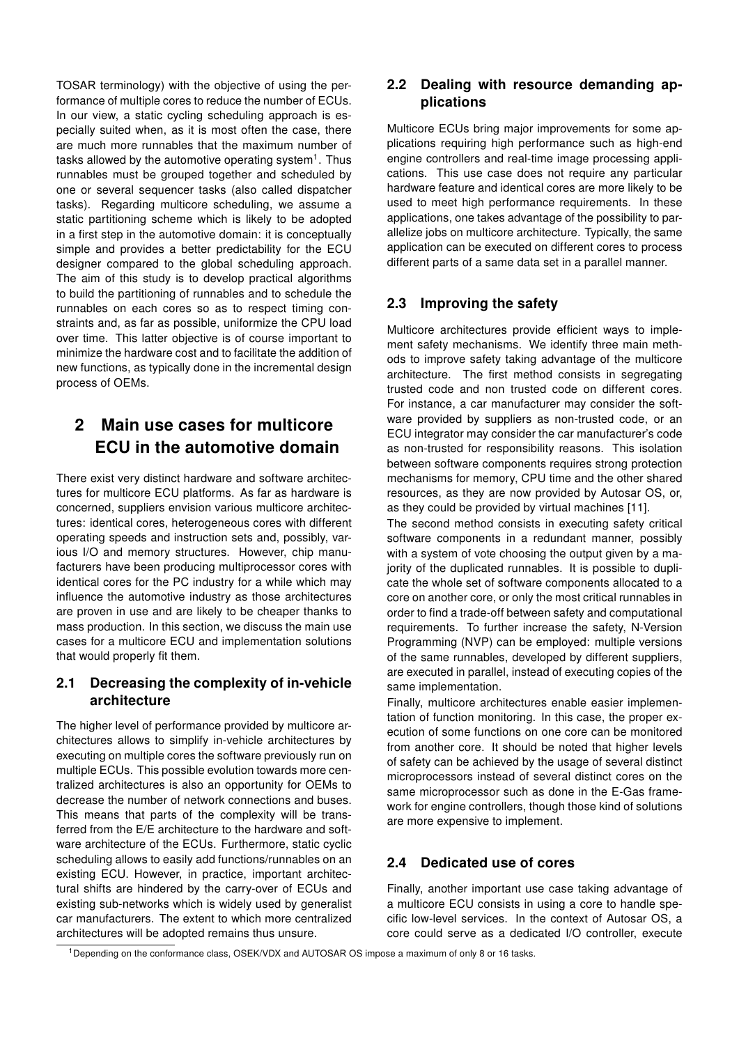TOSAR terminology) with the objective of using the performance of multiple cores to reduce the number of ECUs. In our view, a static cycling scheduling approach is especially suited when, as it is most often the case, there are much more runnables that the maximum number of tasks allowed by the automotive operating system[1]. Thus runnables must be grouped together and scheduled by one or several sequencer tasks (also called dispatcher tasks). Regarding multicore scheduling, we assume a static partitioning scheme which is likely to be adopted in a first step in the automotive domain: it is conceptually simple and provides a better predictability for the ECU designer compared to the global scheduling approach. The aim of this study is to develop practical algorithms to build the partitioning of runnables and to schedule the runnables on each cores so as to respect timing constraints and, as far as possible, uniformize the CPU load over time. This latter objective is of course important to minimize the hardware cost and to facilitate the addition of new functions, as typically done in the incremental design process of OEMs.

# 2 Main use cases for multicore ECU in the automotive domain

There exist very distinct hardware and software architectures for multicore ECU platforms. As far as hardware is concerned, suppliers envision various multicore architectures: identical cores, heterogeneous cores with different operating speeds and instruction sets and, possibly, various I/O and memory structures. However, chip manufacturers have been producing multiprocessor cores with identical cores for the PC industry for a while which may influence the automotive industry as those architectures are proven in use and are likely to be cheaper thanks to mass production. In this section, we discuss the main use cases for a multicore ECU and implementation solutions that would properly fit them.

## 2.1 Decreasing the complexity of in-vehicle architecture

The higher level of performance provided by multicore architectures allows to simplify in-vehicle architectures by executing on multiple cores the software previously run on multiple ECUs. This possible evolution towards more centralized architectures is also an opportunity for OEMs to decrease the number of network connections and buses. This means that parts of the complexity will be transferred from the E/E architecture to the hardware and software architecture of the ECUs. Furthermore, static cyclic scheduling allows to easily add functions/runnables on an existing ECU. However, in practice, important architectural shifts are hindered by the carry-over of ECUs and existing sub-networks which is widely used by generalist car manufacturers. The extent to which more centralized architectures will be adopted remains thus unsure.

## 2.2 Dealing with resource demanding applications

Multicore ECUs bring major improvements for some applications requiring high performance such as high-end engine controllers and real-time image processing applications. This use case does not require any particular hardware feature and identical cores are more likely to be used to meet high performance requirements. In these applications, one takes advantage of the possibility to parallelize jobs on multicore architecture. Typically, the same application can be executed on different cores to process different parts of a same data set in a parallel manner.

## 2.3 Improving the safety

Multicore architectures provide efficient ways to implement safety mechanisms. We identify three main methods to improve safety taking advantage of the multicore architecture. The first method consists in segregating trusted code and non trusted code on different cores. For instance, a car manufacturer may consider the software provided by suppliers as non-trusted code, or an ECU integrator may consider the car manufacturer's code as non-trusted for responsibility reasons. This isolation between software components requires strong protection mechanisms for memory, CPU time and the other shared resources, as they are now provided by Autosar OS, or, as they could be provided by virtual machines [11].

The second method consists in executing safety critical software components in a redundant manner, possibly with a system of vote choosing the output given by a majority of the duplicated runnables. It is possible to duplicate the whole set of software components allocated to a core on another core, or only the most critical runnables in order to find a trade-off between safety and computational requirements. To further increase the safety, N-Version Programming (NVP) can be employed: multiple versions of the same runnables, developed by different suppliers, are executed in parallel, instead of executing copies of the same implementation.

Finally, multicore architectures enable easier implementation of function monitoring. In this case, the proper execution of some functions on one core can be monitored from another core. It should be noted that higher levels of safety can be achieved by the usage of several distinct microprocessors instead of several distinct cores on the same microprocessor such as done in the E-Gas framework for engine controllers, though those kind of solutions are more expensive to implement.

## 2.4 Dedicated use of cores

Finally, another important use case taking advantage of a multicore ECU consists in using a core to handle specific low-level services. In the context of Autosar OS, a core could serve as a dedicated I/O controller, execute

[1] Depending on the conformance class, OSEK/VDX and AUTOSAR OS impose a maximum of only 8 or 16 tasks.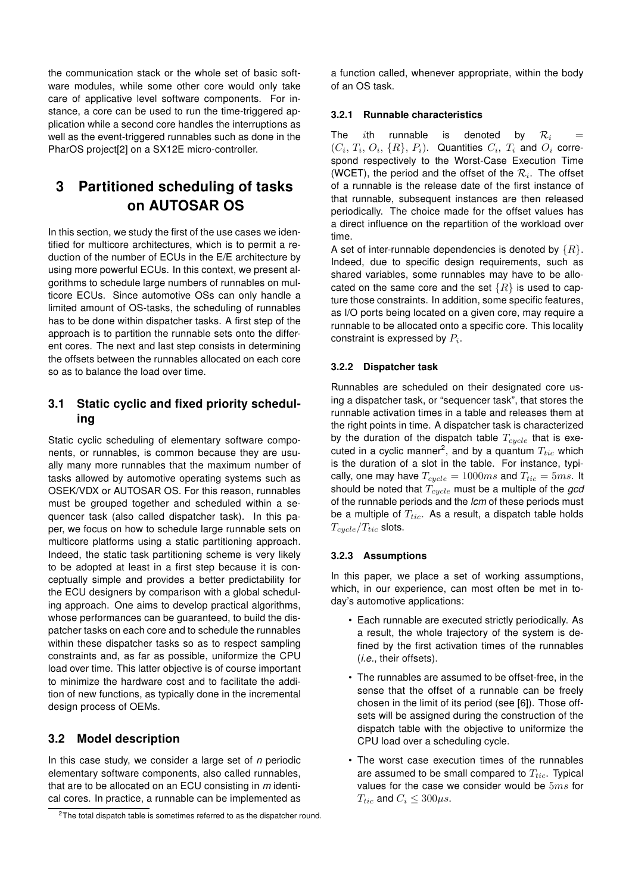the communication stack or the whole set of basic software modules, while some other core would only take care of applicative level software components. For instance, a core can be used to run the time-triggered application while a second core handles the interruptions as well as the event-triggered runnables such as done in the PharOS project[2] on a SX12E micro-controller.

# 3 Partitioned scheduling of tasks on AUTOSAR OS

In this section, we study the first of the use cases we identified for multicore architectures, which is to permit a reduction of the number of ECUs in the E/E architecture by using more powerful ECUs. In this context, we present algorithms to schedule large numbers of runnables on multicore ECUs. Since automotive OSs can only handle a limited amount of OS-tasks, the scheduling of runnables has to be done within dispatcher tasks. A first step of the approach is to partition the runnable sets onto the different cores. The next and last step consists in determining the offsets between the runnables allocated on each core so as to balance the load over time.

## 3.1 Static cyclic and fixed priority scheduling

Static cyclic scheduling of elementary software components, or runnables, is common because they are usually many more runnables that the maximum number of tasks allowed by automotive operating systems such as OSEK/VDX or AUTOSAR OS. For this reason, runnables must be grouped together and scheduled within a sequencer task (also called dispatcher task). In this paper, we focus on how to schedule large runnable sets on multicore platforms using a static partitioning approach. Indeed, the static task partitioning scheme is very likely to be adopted at least in a first step because it is conceptually simple and provides a better predictability for the ECU designers by comparison with a global scheduling approach. One aims to develop practical algorithms, whose performances can be guaranteed, to build the dispatcher tasks on each core and to schedule the runnables within these dispatcher tasks so as to respect sampling constraints and, as far as possible, uniformize the CPU load over time. This latter objective is of course important to minimize the hardware cost and to facilitate the addition of new functions, as typically done in the incremental design process of OEMs.

## 3.2 Model description

In this case study, we consider a large set of *n* periodic elementary software components, also called runnables, that are to be allocated on an ECU consisting in *m* identical cores. In practice, a runnable can be implemented as a function called, whenever appropriate, within the body of an OS task.

### 3.2.1 Runnable characteristics

The $i$th runnable is denoted by $\mathcal{R}_i = (C_i, T_i, O_i, \{R\}, P_i)$. Quantities $C_i$, $T_i$ and $O_i$ correspond respectively to the Worst-Case Execution Time (WCET), the period and the offset of the $\mathcal{R}_i$. The offset of a runnable is the release date of the first instance of that runnable, subsequent instances are then released periodically. The choice made for the offset values has a direct influence on the repartition of the workload over time.

A set of inter-runnable dependencies is denoted by $\{R\}$. Indeed, due to specific design requirements, such as shared variables, some runnables may have to be allocated on the same core and the set $\{R\}$ is used to capture those constraints. In addition, some specific features, as I/O ports being located on a given core, may require a runnable to be allocated onto a specific core. This locality constraint is expressed by $P_i$.

### 3.2.2 Dispatcher task

Runnables are scheduled on their designated core using a dispatcher task, or "sequencer task", that stores the runnable activation times in a table and releases them at the right points in time. A dispatcher task is characterized by the duration of the dispatch table $T_{cycle}$ that is executed in a cyclic manner[2], and by a quantum $T_{tic}$ which is the duration of a slot in the table. For instance, typically, one may have $T_{cycle} = 1000ms$ and $T_{tic} = 5ms$. It should be noted that $T_{cycle}$ must be a multiple of the *gcd* of the runnable periods and the *lcm* of these periods must be a multiple of $T_{tic}$. As a result, a dispatch table holds $T_{cycle}/T_{tic}$ slots.

### 3.2.3 Assumptions

In this paper, we place a set of working assumptions, which, in our experience, can most often be met in today's automotive applications:

- Each runnable are executed strictly periodically. As a result, the whole trajectory of the system is defined by the first activation times of the runnables (*i.e.*, their offsets).
- The runnables are assumed to be offset-free, in the sense that the offset of a runnable can be freely chosen in the limit of its period (see [6]). Those offsets will be assigned during the construction of the dispatch table with the objective to uniformize the CPU load over a scheduling cycle.
- The worst case execution times of the runnables are assumed to be small compared to $T_{tic}$. Typical values for the case we consider would be $5ms$ for $T_{tic}$ and $C_i \leq 300\mu s$.

[2]The total dispatch table is sometimes referred to as the dispatcher round.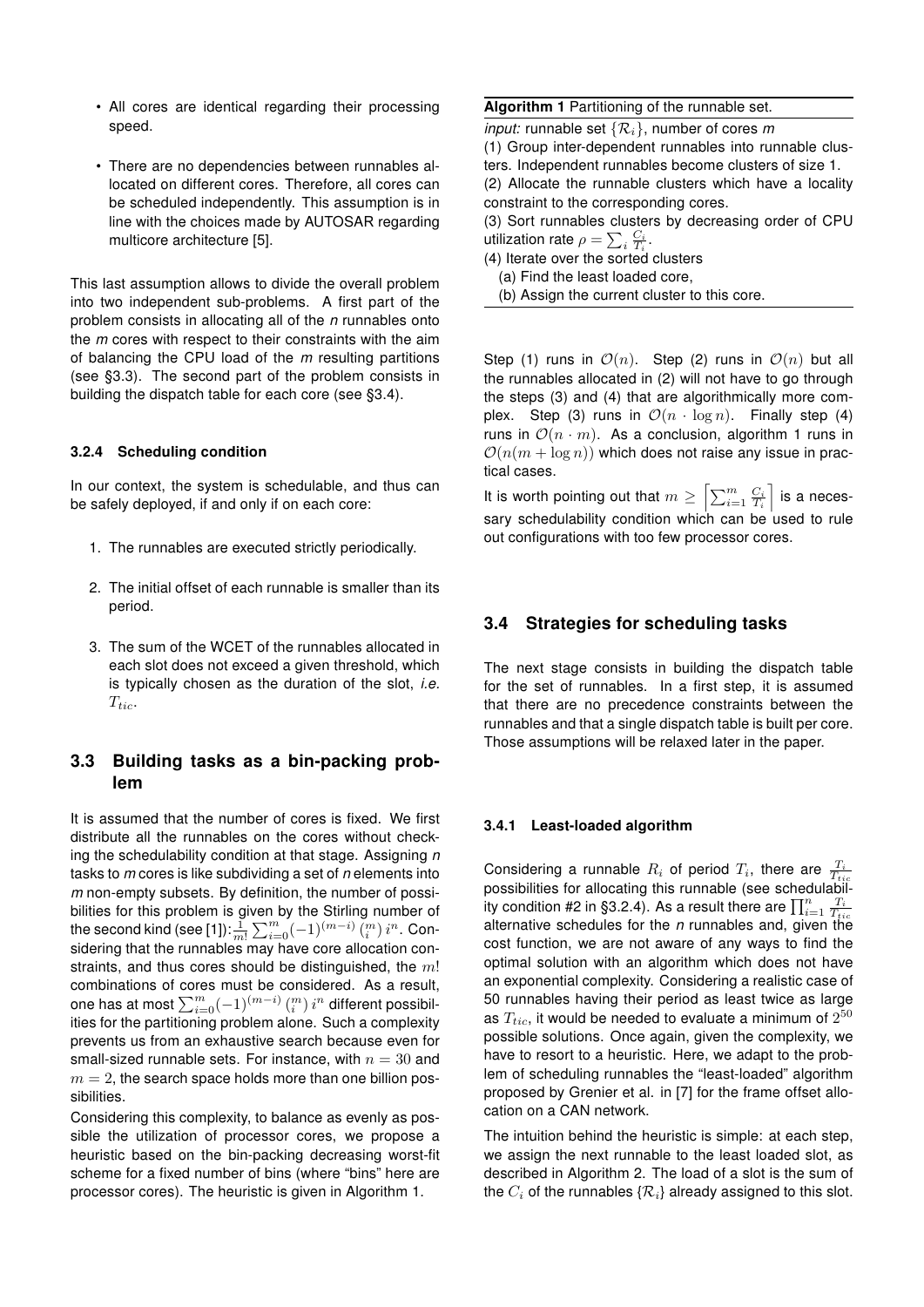- All cores are identical regarding their processing speed.
- There are no dependencies between runnables allocated on different cores. Therefore, all cores can be scheduled independently. This assumption is in line with the choices made by AUTOSAR regarding multicore architecture [5].

This last assumption allows to divide the overall problem into two independent sub-problems. A first part of the problem consists in allocating all of the *n* runnables onto the *m* cores with respect to their constraints with the aim of balancing the CPU load of the *m* resulting partitions (see §3.3). The second part of the problem consists in building the dispatch table for each core (see §3.4).

#### 3.2.4 Scheduling condition

In our context, the system is schedulable, and thus can be safely deployed, if and only if on each core:

1. The runnables are executed strictly periodically.
2. The initial offset of each runnable is smaller than its period.
3. The sum of the WCET of the runnables allocated in each slot does not exceed a given threshold, which is typically chosen as the duration of the slot, *i.e.* $T_{tic}$.

### 3.3 Building tasks as a bin-packing problem

It is assumed that the number of cores is fixed. We first distribute all the runnables on the cores without checking the schedulability condition at that stage. Assigning *n* tasks to *m* cores is like subdividing a set of *n* elements into *m* non-empty subsets. By definition, the number of possibilities for this problem is given by the Stirling number of the second kind (see [1]): $\frac{1}{m!}\sum_{i=0}^{m}(-1)^{(m-i)}\binom{m}{i}i^n$. Considering that the runnables may have core allocation constraints, and thus cores should be distinguished, the $m!$ combinations of cores must be considered. As a result, one has at most $\sum_{i=0}^{m}(-1)^{(m-i)}\binom{m}{i}i^n$ different possibilities for the partitioning problem alone. Such a complexity prevents us from an exhaustive search because even for small-sized runnable sets. For instance, with $n = 30$ and $m = 2$, the search space holds more than one billion possibilities.

Considering this complexity, to balance as evenly as possible the utilization of processor cores, we propose a heuristic based on the bin-packing decreasing worst-fit scheme for a fixed number of bins (where "bins" here are processor cores). The heuristic is given in Algorithm 1.

**Algorithm 1** Partitioning of the runnable set.

*input:* runnable set $\{\mathcal{R}_i\}$, number of cores *m*

(1) Group inter-dependent runnables into runnable clusters. Independent runnables become clusters of size 1.

(2) Allocate the runnable clusters which have a locality constraint to the corresponding cores.

(3) Sort runnables clusters by decreasing order of CPU utilization rate $\rho = \sum_i \frac{C_i}{T_i}$.

(4) Iterate over the sorted clusters

  (a) Find the least loaded core,

  (b) Assign the current cluster to this core.

Step (1) runs in $\mathcal{O}(n)$. Step (2) runs in $\mathcal{O}(n)$ but all the runnables allocated in (2) will not have to go through the steps (3) and (4) that are algorithmically more complex. Step (3) runs in $\mathcal{O}(n \cdot \log n)$. Finally step (4) runs in $\mathcal{O}(n \cdot m)$. As a conclusion, algorithm 1 runs in $\mathcal{O}(n(m + \log n))$ which does not raise any issue in practical cases.

It is worth pointing out that $m \geq \left\lceil \sum_{i=1}^{m} \frac{C_i}{T_i} \right\rceil$ is a necessary schedulability condition which can be used to rule out configurations with too few processor cores.

### 3.4 Strategies for scheduling tasks

The next stage consists in building the dispatch table for the set of runnables. In a first step, it is assumed that there are no precedence constraints between the runnables and that a single dispatch table is built per core. Those assumptions will be relaxed later in the paper.

#### 3.4.1 Least-loaded algorithm

Considering a runnable $R_i$ of period $T_i$, there are $\frac{T_i}{T_{tic}}$ possibilities for allocating this runnable (see schedulability condition #2 in §3.2.4). As a result there are $\prod_{i=1}^{n}\frac{T_i}{T_{tic}}$ alternative schedules for the *n* runnables and, given the cost function, we are not aware of any ways to find the optimal solution with an algorithm which does not have an exponential complexity. Considering a realistic case of 50 runnables having their period as least twice as large as $T_{tic}$, it would be needed to evaluate a minimum of $2^{50}$ possible solutions. Once again, given the complexity, we have to resort to a heuristic. Here, we adapt to the problem of scheduling runnables the "least-loaded" algorithm proposed by Grenier et al. in [7] for the frame offset allocation on a CAN network.

The intuition behind the heuristic is simple: at each step, we assign the next runnable to the least loaded slot, as described in Algorithm 2. The load of a slot is the sum of the $C_i$ of the runnables $\{\mathcal{R}_i\}$ already assigned to this slot.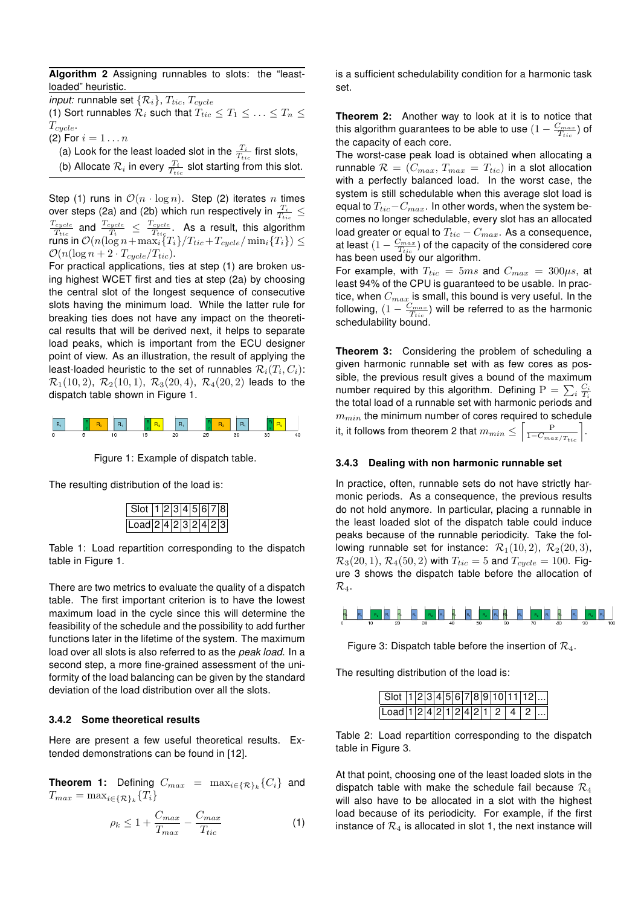**Algorithm 2** Assigning runnables to slots: the "least-loaded" heuristic.

*input:* runnable set $\{\mathcal{R}_i\}$, $T_{tic}$, $T_{cycle}$

(1) Sort runnables $\mathcal{R}_i$ such that $T_{tic} \leq T_1 \leq \ldots \leq T_n \leq T_{cycle}$.

(2) For $i = 1 \ldots n$

(a) Look for the least loaded slot in the $\frac{T_i}{T_{tic}}$ first slots,

(b) Allocate $\mathcal{R}_i$ in every $\frac{T_i}{T_{tic}}$ slot starting from this slot.

Step (1) runs in $\mathcal{O}(n \cdot \log n)$. Step (2) iterates $n$ times over steps (2a) and (2b) which run respectively in $\frac{T_i}{T_{tic}} \leq \frac{T_{cycle}}{T_{tic}}$ and $\frac{T_{cycle}}{T_i} \leq \frac{T_{cycle}}{T_{tic}}$. As a result, this algorithm runs in $\mathcal{O}(n(\log n + \max_i\{T_i\}/T_{tic} + T_{cycle}/\min_i\{T_i\}) \leq \mathcal{O}(n(\log n + 2 \cdot T_{cycle}/T_{tic})$.

For practical applications, ties at step (1) are broken using highest WCET first and ties at step (2a) by choosing the central slot of the longest sequence of consecutive slots having the minimum load. While the latter rule for breaking ties does not have any impact on the theoretical results that will be derived next, it helps to separate load peaks, which is important from the ECU designer point of view. As an illustration, the result of applying the least-loaded heuristic to the set of runnables $\mathcal{R}_i(T_i, C_i)$: $\mathcal{R}_1(10, 2)$, $\mathcal{R}_2(10, 1)$, $\mathcal{R}_3(20, 4)$, $\mathcal{R}_4(20, 2)$ leads to the dispatch table shown in Figure 1.

Figure 1: Example of dispatch table.

The resulting distribution of the load is:

| Slot | 1 | 2 | 3 | 4 | 5 | 6 | 7 | 8 |
|---|---|---|---|---|---|---|---|---|
| Load | 2 | 4 | 2 | 3 | 2 | 4 | 2 | 3 |

Table 1: Load repartition corresponding to the dispatch table in Figure 1.

There are two metrics to evaluate the quality of a dispatch table. The first important criterion is to have the lowest maximum load in the cycle since this will determine the feasibility of the schedule and the possibility to add further functions later in the lifetime of the system. The maximum load over all slots is also referred to as the *peak load*. In a second step, a more fine-grained assessment of the uniformity of the load balancing can be given by the standard deviation of the load distribution over all the slots.

### 3.4.2 Some theoretical results

Here are present a few useful theoretical results. Extended demonstrations can be found in [12].

**Theorem 1:** Defining $C_{max} = \max_{i \in \{\mathcal{R}\}_k}\{C_i\}$ and $T_{max} = \max_{i \in \{\mathcal{R}\}_k}\{T_i\}$

$$\rho_k \leq 1 + \frac{C_{max}}{T_{max}} - \frac{C_{max}}{T_{tic}} \tag{1}$$

is a sufficient schedulability condition for a harmonic task set.

**Theorem 2:** Another way to look at it is to notice that this algorithm guarantees to be able to use $(1 - \frac{C_{max}}{T_{tic}})$ of the capacity of each core.

The worst-case peak load is obtained when allocating a runnable $\mathcal{R} = (C_{max}, T_{max} = T_{tic})$ in a slot allocation with a perfectly balanced load. In the worst case, the system is still schedulable when this average slot load is equal to $T_{tic} - C_{max}$. In other words, when the system becomes no longer schedulable, every slot has an allocated load greater or equal to $T_{tic} - C_{max}$. As a consequence, at least $(1 - \frac{C_{max}}{T_{tic}})$ of the capacity of the considered core has been used by our algorithm.

For example, with $T_{tic} = 5ms$ and $C_{max} = 300\mu s$, at least 94% of the CPU is guaranteed to be usable. In practice, when $C_{max}$ is small, this bound is very useful. In the following, $(1 - \frac{C_{max}}{T_{tic}})$ will be referred to as the harmonic schedulability bound.

**Theorem 3:** Considering the problem of scheduling a given harmonic runnable set with as few cores as possible, the previous result gives a bound of the maximum number required by this algorithm. Defining $\mathrm{P} = \sum_i \frac{C_i}{T_i}$ the total load of a runnable set with harmonic periods and $m_{min}$ the minimum number of cores required to schedule it, it follows from theorem 2 that $m_{min} \leq \left\lceil \frac{\mathrm{P}}{1 - C_{max}/T_{tic}} \right\rceil$.

### 3.4.3 Dealing with non harmonic runnable set

In practice, often, runnable sets do not have strictly harmonic periods. As a consequence, the previous results do not hold anymore. In particular, placing a runnable in the least loaded slot of the dispatch table could induce peaks because of the runnable periodicity. Take the following runnable set for instance: $\mathcal{R}_1(10, 2)$, $\mathcal{R}_2(20, 3)$, $\mathcal{R}_3(20, 1)$, $\mathcal{R}_4(50, 2)$ with $T_{tic} = 5$ and $T_{cycle} = 100$. Figure 3 shows the dispatch table before the allocation of $\mathcal{R}_4$.

Figure 3: Dispatch table before the insertion of $\mathcal{R}_4$.

The resulting distribution of the load is:

| Slot | 1 | 2 | 3 | 4 | 5 | 6 | 7 | 8 | 9 | 10 | 11 | 12 | ... |
|---|---|---|---|---|---|---|---|---|---|---|---|---|---|
| Load | 1 | 2 | 4 | 2 | 1 | 2 | 4 | 2 | 1 | 2 | 4 | 2 | ... |

Table 2: Load repartition corresponding to the dispatch table in Figure 3.

At that point, choosing one of the least loaded slots in the dispatch table with make the schedule fail because $\mathcal{R}_4$ will also have to be allocated in a slot with the highest load because of its periodicity. For example, if the first instance of $\mathcal{R}_4$ is allocated in slot 1, the next instance will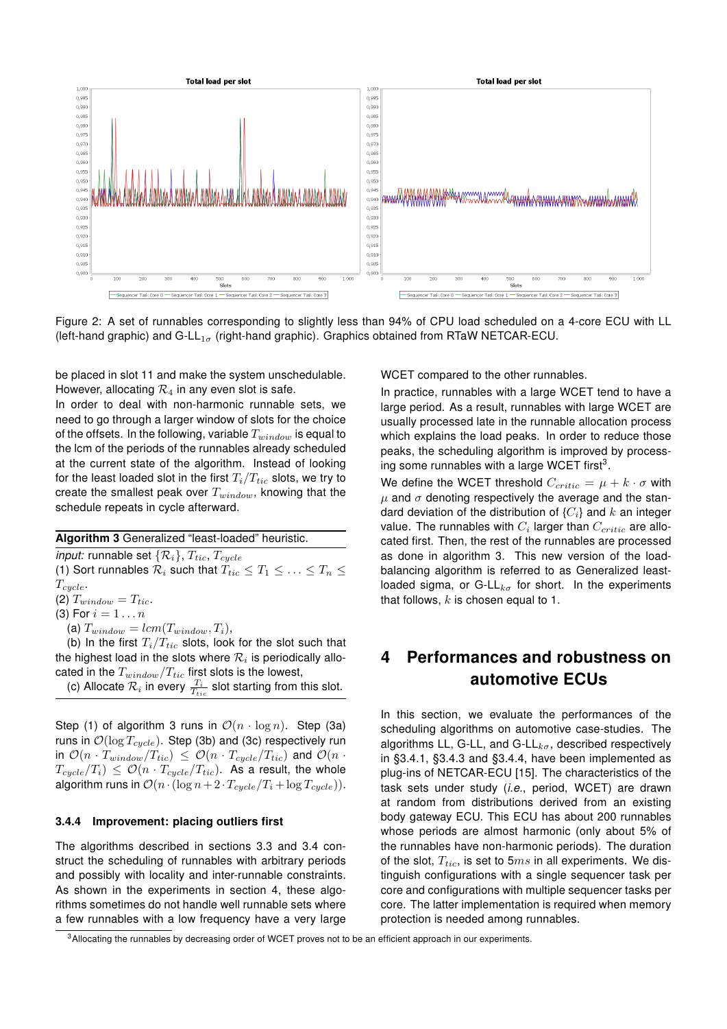Figure 2: A set of runnables corresponding to slightly less than 94% of CPU load scheduled on a 4-core ECU with LL (left-hand graphic) and G-LL$_{1\sigma}$ (right-hand graphic). Graphics obtained from RTaW NETCAR-ECU.

be placed in slot 11 and make the system unschedulable. However, allocating $\mathcal{R}_4$ in any even slot is safe.

In order to deal with non-harmonic runnable sets, we need to go through a larger window of slots for the choice of the offsets. In the following, variable $T_{window}$ is equal to the lcm of the periods of the runnables already scheduled at the current state of the algorithm. Instead of looking for the least loaded slot in the first $T_i/T_{tic}$ slots, we try to create the smallest peak over $T_{window}$, knowing that the schedule repeats in cycle afterward.

**Algorithm 3** Generalized "least-loaded" heuristic.

*input:* runnable set $\{\mathcal{R}_i\}$, $T_{tic}$, $T_{cycle}$

(1) Sort runnables $\mathcal{R}_i$ such that $T_{tic} \leq T_1 \leq \ldots \leq T_n \leq T_{cycle}$.

(2) $T_{window} = T_{tic}$.

(3) For $i = 1 \ldots n$

(a) $T_{window} = lcm(T_{window}, T_i)$,

(b) In the first $T_i/T_{tic}$ slots, look for the slot such that the highest load in the slots where $\mathcal{R}_i$ is periodically allocated in the $T_{window}/T_{tic}$ first slots is the lowest,

(c) Allocate $\mathcal{R}_i$ in every $\frac{T_i}{T_{tic}}$ slot starting from this slot.

Step (1) of algorithm 3 runs in $\mathcal{O}(n \cdot \log n)$. Step (3a) runs in $\mathcal{O}(\log T_{cycle})$. Step (3b) and (3c) respectively run in $\mathcal{O}(n \cdot T_{window}/T_{tic}) \leq \mathcal{O}(n \cdot T_{cycle}/T_{tic})$ and $\mathcal{O}(n \cdot T_{cycle}/T_i) \leq \mathcal{O}(n \cdot T_{cycle}/T_{tic})$. As a result, the whole algorithm runs in $\mathcal{O}(n \cdot (\log n + 2 \cdot T_{cycle}/T_i + \log T_{cycle}))$.

#### 3.4.4 Improvement: placing outliers first

The algorithms described in sections 3.3 and 3.4 construct the scheduling of runnables with arbitrary periods and possibly with locality and inter-runnable constraints. As shown in the experiments in section 4, these algorithms sometimes do not handle well runnable sets where a few runnables with a low frequency have a very large WCET compared to the other runnables.

In practice, runnables with a large WCET tend to have a large period. As a result, runnables with large WCET are usually processed late in the runnable allocation process which explains the load peaks. In order to reduce those peaks, the scheduling algorithm is improved by processing some runnables with a large WCET first[3].

We define the WCET threshold $C_{critic} = \mu + k \cdot \sigma$ with $\mu$ and $\sigma$ denoting respectively the average and the standard deviation of the distribution of $\{C_i\}$ and $k$ an integer value. The runnables with $C_i$ larger than $C_{critic}$ are allocated first. Then, the rest of the runnables are processed as done in algorithm 3. This new version of the load-balancing algorithm is referred to as Generalized least-loaded sigma, or G-LL$_{k\sigma}$ for short. In the experiments that follows, $k$ is chosen equal to 1.

## 4 Performances and robustness on automotive ECUs

In this section, we evaluate the performances of the scheduling algorithms on automotive case-studies. The algorithms LL, G-LL, and G-LL$_{k\sigma}$, described respectively in §3.4.1, §3.4.3 and §3.4.4, have been implemented as plug-ins of NETCAR-ECU [15]. The characteristics of the task sets under study (*i.e.*, period, WCET) are drawn at random from distributions derived from an existing body gateway ECU. This ECU has about 200 runnables whose periods are almost harmonic (only about 5% of the runnables have non-harmonic periods). The duration of the slot, $T_{tic}$, is set to $5ms$ in all experiments. We distinguish configurations with a single sequencer task per core and configurations with multiple sequencer tasks per core. The latter implementation is required when memory protection is needed among runnables.

[3] Allocating the runnables by decreasing order of WCET proves not to be an efficient approach in our experiments.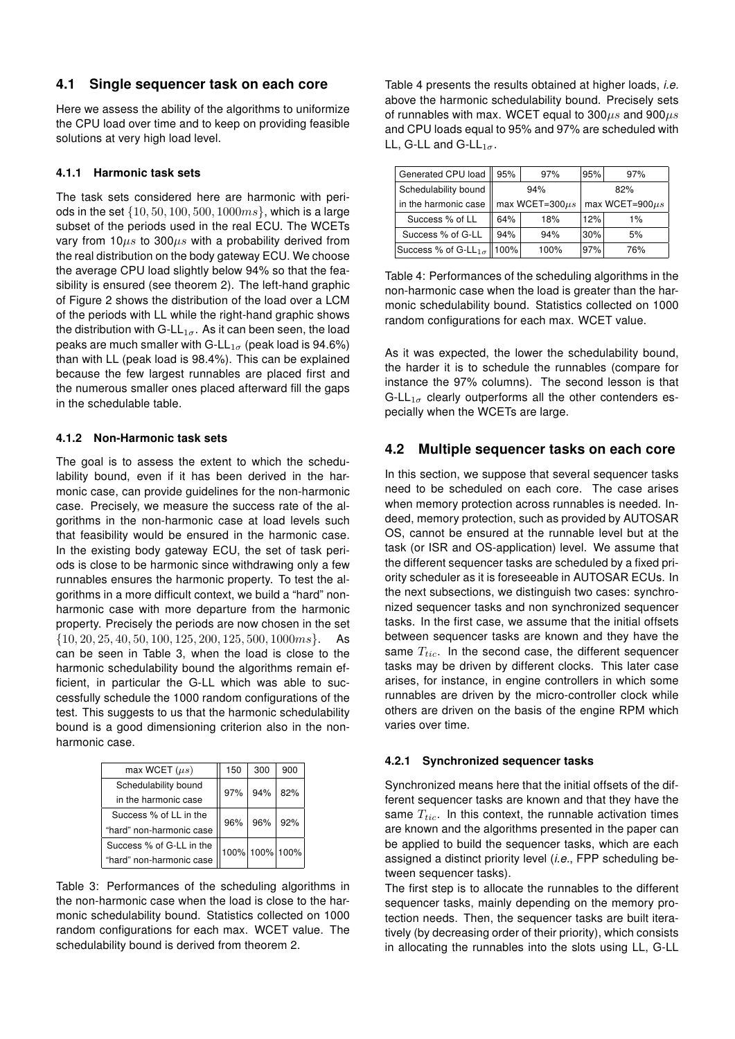### 4.1 Single sequencer task on each core

Here we assess the ability of the algorithms to uniformize the CPU load over time and to keep on providing feasible solutions at very high load level.

#### 4.1.1 Harmonic task sets

The task sets considered here are harmonic with periods in the set $\{10, 50, 100, 500, 1000ms\}$, which is a large subset of the periods used in the real ECU. The WCETs vary from 10$\mu s$ to 300$\mu s$ with a probability derived from the real distribution on the body gateway ECU. We choose the average CPU load slightly below 94% so that the feasibility is ensured (see theorem 2). The left-hand graphic of Figure 2 shows the distribution of the load over a LCM of the periods with LL while the right-hand graphic shows the distribution with G-LL$_{1\sigma}$. As it can been seen, the load peaks are much smaller with G-LL$_{1\sigma}$ (peak load is 94.6%) than with LL (peak load is 98.4%). This can be explained because the few largest runnables are placed first and the numerous smaller ones placed afterward fill the gaps in the schedulable table.

#### 4.1.2 Non-Harmonic task sets

The goal is to assess the extent to which the schedulability bound, even if it has been derived in the harmonic case, can provide guidelines for the non-harmonic case. Precisely, we measure the success rate of the algorithms in the non-harmonic case at load levels such that feasibility would be ensured in the harmonic case. In the existing body gateway ECU, the set of task periods is close to be harmonic since withdrawing only a few runnables ensures the harmonic property. To test the algorithms in a more difficult context, we build a "hard" non-harmonic case with more departure from the harmonic property. Precisely the periods are now chosen in the set $\{10, 20, 25, 40, 50, 100, 125, 200, 125, 500, 1000ms\}$. As can be seen in Table 3, when the load is close to the harmonic schedulability bound the algorithms remain efficient, in particular the G-LL which was able to successfully schedule the 1000 random configurations of the test. This suggests to us that the harmonic schedulability bound is a good dimensioning criterion also in the non-harmonic case.

| max WCET ($\mu s$) | 150 | 300 | 900 |
|---|---|---|---|
| Schedulability bound in the harmonic case | 97% | 94% | 82% |
| Success % of LL in the "hard" non-harmonic case | 96% | 96% | 92% |
| Success % of G-LL in the "hard" non-harmonic case | 100% | 100% | 100% |

Table 3: Performances of the scheduling algorithms in the non-harmonic case when the load is close to the harmonic schedulability bound. Statistics collected on 1000 random configurations for each max. WCET value. The schedulability bound is derived from theorem 2.

Table 4 presents the results obtained at higher loads, *i.e.* above the harmonic schedulability bound. Precisely sets of runnables with max. WCET equal to 300$\mu s$ and 900$\mu s$ and CPU loads equal to 95% and 97% are scheduled with LL, G-LL and G-LL$_{1\sigma}$.

| Generated CPU load | 95% | 97% | 95% | 97% |
|---|---|---|---|---|
| Schedulability bound in the harmonic case | 94% max WCET=300$\mu s$ | | 82% max WCET=900$\mu s$ | |
| Success % of LL | 64% | 18% | 12% | 1% |
| Success % of G-LL | 94% | 94% | 30% | 5% |
| Success % of G-LL$_{1\sigma}$ | 100% | 100% | 97% | 76% |

Table 4: Performances of the scheduling algorithms in the non-harmonic case when the load is greater than the harmonic schedulability bound. Statistics collected on 1000 random configurations for each max. WCET value.

As it was expected, the lower the schedulability bound, the harder it is to schedule the runnables (compare for instance the 97% columns). The second lesson is that G-LL$_{1\sigma}$ clearly outperforms all the other contenders especially when the WCETs are large.

### 4.2 Multiple sequencer tasks on each core

In this section, we suppose that several sequencer tasks need to be scheduled on each core. The case arises when memory protection across runnables is needed. Indeed, memory protection, such as provided by AUTOSAR OS, cannot be ensured at the runnable level but at the task (or ISR and OS-application) level. We assume that the different sequencer tasks are scheduled by a fixed priority scheduler as it is foreseeable in AUTOSAR ECUs. In the next subsections, we distinguish two cases: synchronized sequencer tasks and non synchronized sequencer tasks. In the first case, we assume that the initial offsets between sequencer tasks are known and they have the same $T_{tic}$. In the second case, the different sequencer tasks may be driven by different clocks. This later case arises, for instance, in engine controllers in which some runnables are driven by the micro-controller clock while others are driven on the basis of the engine RPM which varies over time.

#### 4.2.1 Synchronized sequencer tasks

Synchronized means here that the initial offsets of the different sequencer tasks are known and that they have the same $T_{tic}$. In this context, the runnable activation times are known and the algorithms presented in the paper can be applied to build the sequencer tasks, which are each assigned a distinct priority level (*i.e.*, FPP scheduling between sequencer tasks).

The first step is to allocate the runnables to the different sequencer tasks, mainly depending on the memory protection needs. Then, the sequencer tasks are built iteratively (by decreasing order of their priority), which consists in allocating the runnables into the slots using LL, G-LL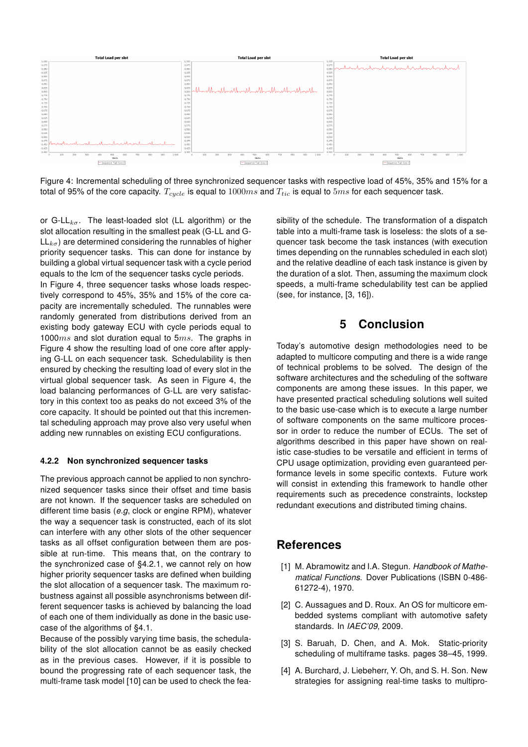Figure 4: Incremental scheduling of three synchronized sequencer tasks with respective load of 45%, 35% and 15% for a total of 95% of the core capacity. $T_{cycle}$ is equal to $1000ms$ and $T_{tic}$ is equal to $5ms$ for each sequencer task.

or G-LL$_{k\sigma}$. The least-loaded slot (LL algorithm) or the slot allocation resulting in the smallest peak (G-LL and G-LL$_{k\sigma}$) are determined considering the runnables of higher priority sequencer tasks. This can done for instance by building a global virtual sequencer task with a cycle period equals to the lcm of the sequencer tasks cycle periods.
In Figure 4, three sequencer tasks whose loads respectively correspond to 45%, 35% and 15% of the core capacity are incrementally scheduled. The runnables were randomly generated from distributions derived from an existing body gateway ECU with cycle periods equal to $1000ms$ and slot duration equal to $5ms$. The graphs in Figure 4 show the resulting load of one core after applying G-LL on each sequencer task. Schedulability is then ensured by checking the resulting load of every slot in the virtual global sequencer task. As seen in Figure 4, the load balancing performances of G-LL are very satisfactory in this context too as peaks do not exceed 3% of the core capacity. It should be pointed out that this incremental scheduling approach may prove also very useful when adding new runnables on existing ECU configurations.

#### 4.2.2 Non synchronized sequencer tasks

The previous approach cannot be applied to non synchronized sequencer tasks since their offset and time basis are not known. If the sequencer tasks are scheduled on different time basis (*e.g*, clock or engine RPM), whatever the way a sequencer task is constructed, each of its slot can interfere with any other slots of the other sequencer tasks as all offset configuration between them are possible at run-time. This means that, on the contrary to the synchronized case of §4.2.1, we cannot rely on how higher priority sequencer tasks are defined when building the slot allocation of a sequencer task. The maximum robustness against all possible asynchronisms between different sequencer tasks is achieved by balancing the load of each one of them individually as done in the basic use-case of the algorithms of §4.1.
Because of the possibly varying time basis, the schedulability of the slot allocation cannot be as easily checked as in the previous cases. However, if it is possible to bound the progressing rate of each sequencer task, the multi-frame task model [10] can be used to check the feasibility of the schedule. The transformation of a dispatch table into a multi-frame task is loseless: the slots of a sequencer task become the task instances (with execution times depending on the runnables scheduled in each slot) and the relative deadline of each task instance is given by the duration of a slot. Then, assuming the maximum clock speeds, a multi-frame schedulability test can be applied (see, for instance, [3, 16]).

## 5 Conclusion

Today's automotive design methodologies need to be adapted to multicore computing and there is a wide range of technical problems to be solved. The design of the software architectures and the scheduling of the software components are among these issues. In this paper, we have presented practical scheduling solutions well suited to the basic use-case which is to execute a large number of software components on the same multicore processor in order to reduce the number of ECUs. The set of algorithms described in this paper have shown on realistic case-studies to be versatile and efficient in terms of CPU usage optimization, providing even guaranteed performance levels in some specific contexts. Future work will consist in extending this framework to handle other requirements such as precedence constraints, lockstep redundant executions and distributed timing chains.

## References

[1] M. Abramowitz and I.A. Stegun. *Handbook of Mathematical Functions*. Dover Publications (ISBN 0-486-61272-4), 1970.

[2] C. Aussagues and D. Roux. An OS for multicore embedded systems compliant with automotive safety standards. In *IAEC'09*, 2009.

[3] S. Baruah, D. Chen, and A. Mok. Static-priority scheduling of multiframe tasks. pages 38–45, 1999.

[4] A. Burchard, J. Liebeherr, Y. Oh, and S. H. Son. New strategies for assigning real-time tasks to multipro-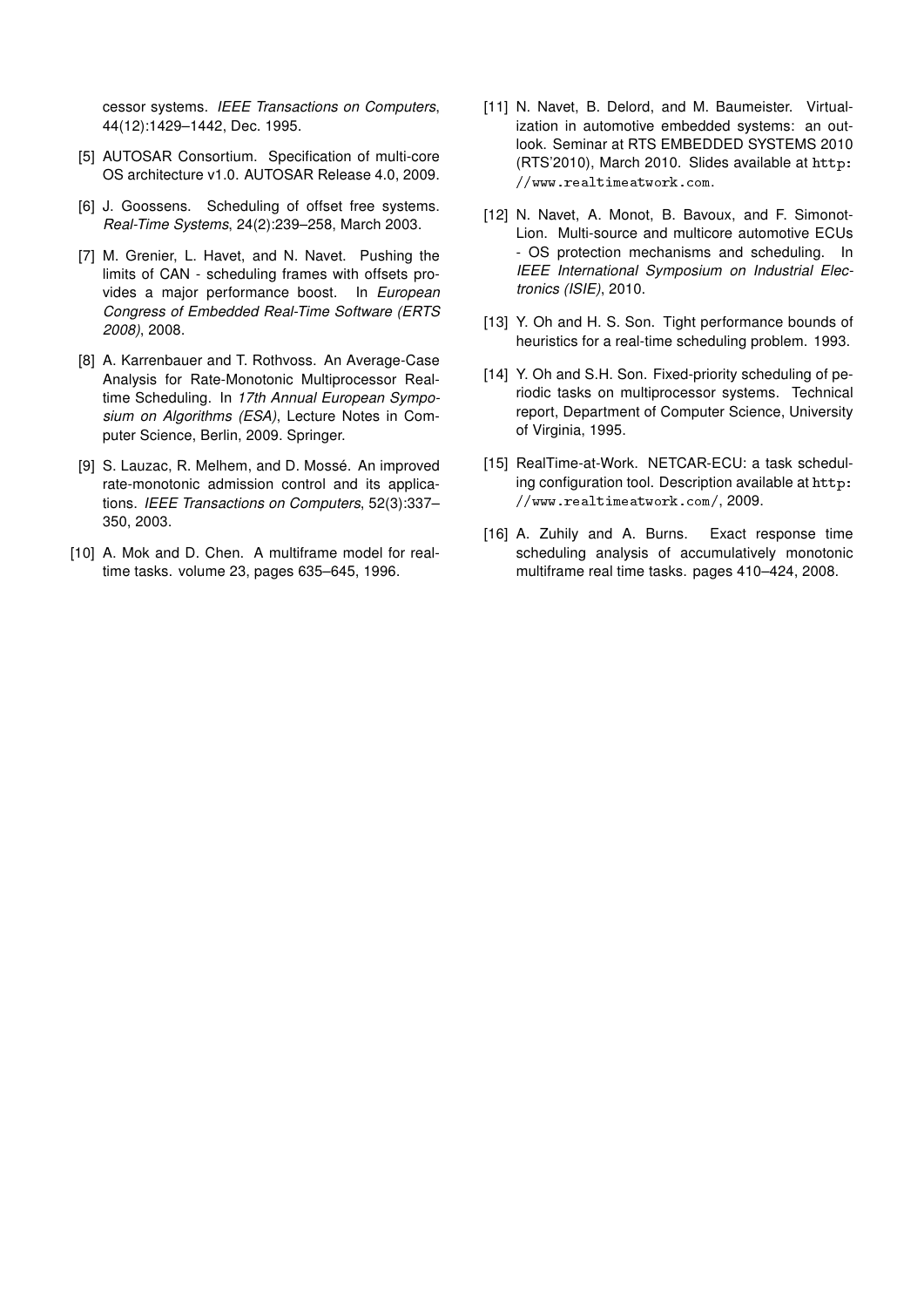cessor systems. *IEEE Transactions on Computers*, 44(12):1429–1442, Dec. 1995.

[5] AUTOSAR Consortium. Specification of multi-core OS architecture v1.0. AUTOSAR Release 4.0, 2009.

[6] J. Goossens. Scheduling of offset free systems. *Real-Time Systems*, 24(2):239–258, March 2003.

[7] M. Grenier, L. Havet, and N. Navet. Pushing the limits of CAN - scheduling frames with offsets provides a major performance boost. In *European Congress of Embedded Real-Time Software (ERTS 2008)*, 2008.

[8] A. Karrenbauer and T. Rothvoss. An Average-Case Analysis for Rate-Monotonic Multiprocessor Real-time Scheduling. In *17th Annual European Symposium on Algorithms (ESA)*, Lecture Notes in Computer Science, Berlin, 2009. Springer.

[9] S. Lauzac, R. Melhem, and D. Mossé. An improved rate-monotonic admission control and its applications. *IEEE Transactions on Computers*, 52(3):337–350, 2003.

[10] A. Mok and D. Chen. A multiframe model for real-time tasks. volume 23, pages 635–645, 1996.

[11] N. Navet, B. Delord, and M. Baumeister. Virtualization in automotive embedded systems: an outlook. Seminar at RTS EMBEDDED SYSTEMS 2010 (RTS'2010), March 2010. Slides available at http://www.realtimeatwork.com.

[12] N. Navet, A. Monot, B. Bavoux, and F. Simonot-Lion. Multi-source and multicore automotive ECUs - OS protection mechanisms and scheduling. In *IEEE International Symposium on Industrial Electronics (ISIE)*, 2010.

[13] Y. Oh and H. S. Son. Tight performance bounds of heuristics for a real-time scheduling problem. 1993.

[14] Y. Oh and S.H. Son. Fixed-priority scheduling of periodic tasks on multiprocessor systems. Technical report, Department of Computer Science, University of Virginia, 1995.

[15] RealTime-at-Work. NETCAR-ECU: a task scheduling configuration tool. Description available at http://www.realtimeatwork.com/, 2009.

[16] A. Zuhily and A. Burns. Exact response time scheduling analysis of accumulatively monotonic multiframe real time tasks. pages 410–424, 2008.